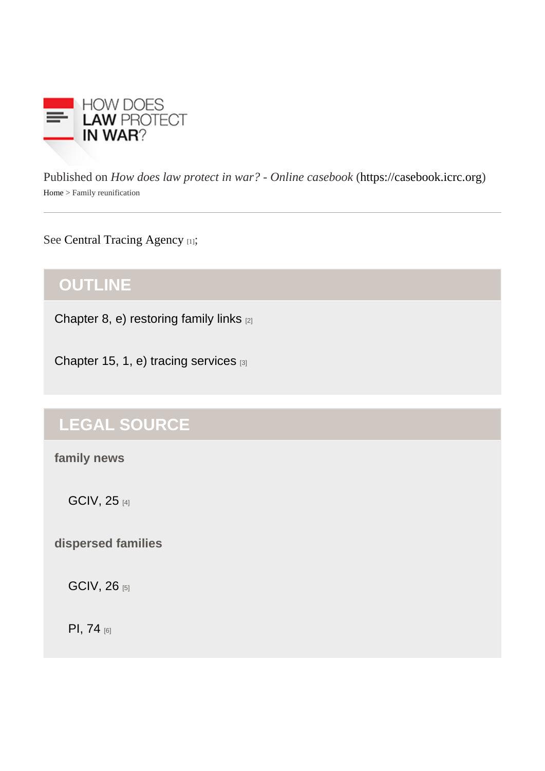Published on *How does law protect in war? - Online casebook* (https://casebook.icrc.org)

Home > Family reunification

See Central Tracing Agency [1];

## OUTLINE

Chapter 8, e) restoring family links [2]

Chapter 15, 1, e) tracing services [3]

## LEGAL SOURCE

**family news**

GCIV, 25 [4]

**dispersed families**

GCIV, 26 [5]

PI, 74 [6]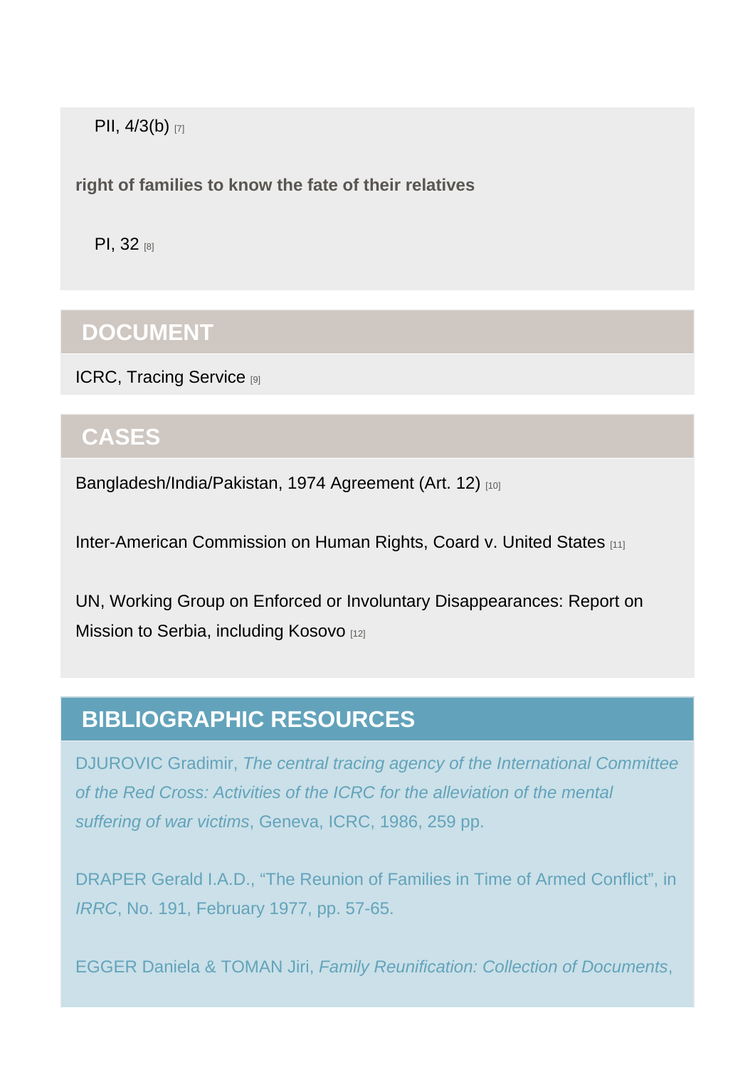PII, 4/3(b) [7]

**right of families to know the fate of their relatives**

PI, 32 [8]

## DOCUMENT

ICRC, Tracing Service [9]

## CASES

Bangladesh/India/Pakistan, 1974 Agreement (Art. 12) [10]

Inter-American Commission on Human Rights, Coard v. United States [11]

UN, Working Group on Enforced or Involuntary Disappearances: Report on Mission to Serbia, including Kosovo [12]

## BIBLIOGRAPHIC RESOURCES

DJUROVIC Gradimir, *The central tracing agency of the International Committee of the Red Cross: Activities of the ICRC for the alleviation of the mental suffering of war victims*, Geneva, ICRC, 1986, 259 pp.

DRAPER Gerald I.A.D., "The Reunion of Families in Time of Armed Conflict", in *IRRC*, No. 191, February 1977, pp. 57-65.

EGGER Daniela & TOMAN Jiri, *Family Reunification: Collection of Documents*,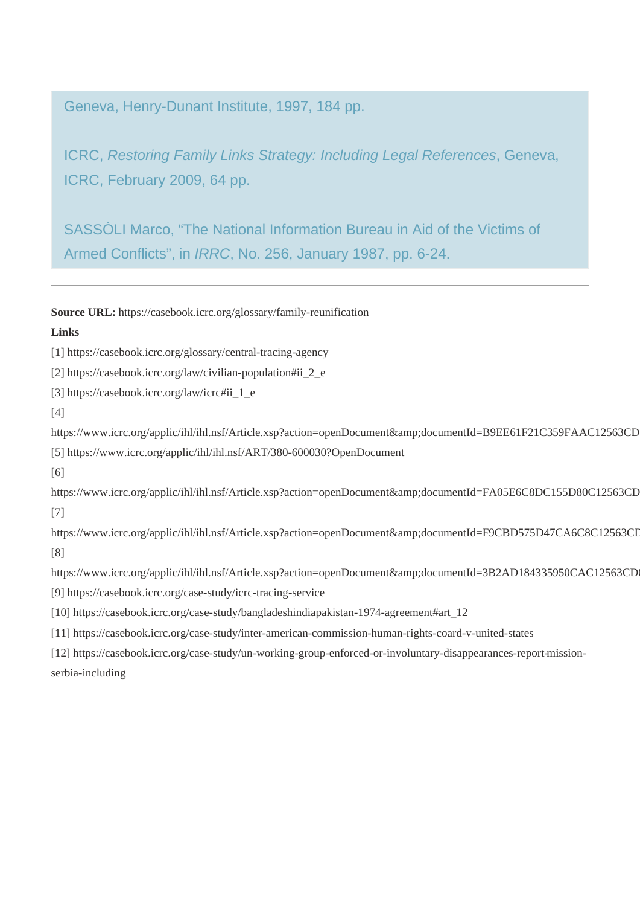Geneva, Henry-Dunant Institute, 1997, 184 pp.

ICRC, *Restoring Family Links Strategy: Including Legal References*, Geneva, ICRC, February 2009, 64 pp.

SASSÒLI Marco, "The National Information Bureau in Aid of the Victims of Armed Conflicts", in *IRRC*, No. 256, January 1987, pp. 6-24.

---

**Source URL:** https://casebook.icrc.org/glossary/family-reunification

**Links**

[1] https://casebook.icrc.org/glossary/central-tracing-agency

[2] https://casebook.icrc.org/law/civilian-population#ii_2_e

[3] https://casebook.icrc.org/law/icrc#ii_1_e

[4] https://www.icrc.org/applic/ihl/ihl.nsf/Article.xsp?action=openDocument&amp;documentId=B9EE61F21C359FAAC12563CD

[5] https://www.icrc.org/applic/ihl/ihl.nsf/ART/380-600030?OpenDocument

[6] https://www.icrc.org/applic/ihl/ihl.nsf/Article.xsp?action=openDocument&amp;documentId=FA05E6C8DC155D80C12563CD

[7] https://www.icrc.org/applic/ihl/ihl.nsf/Article.xsp?action=openDocument&amp;documentId=F9CBD575D47CA6C8C12563CD

[8] https://www.icrc.org/applic/ihl/ihl.nsf/Article.xsp?action=openDocument&amp;documentId=3B2AD184335950CAC12563CD

[9] https://casebook.icrc.org/case-study/icrc-tracing-service

[10] https://casebook.icrc.org/case-study/bangladeshindiapakistan-1974-agreement#art_12

[11] https://casebook.icrc.org/case-study/inter-american-commission-human-rights-coard-v-united-states

[12] https://casebook.icrc.org/case-study/un-working-group-enforced-or-involuntary-disappearances-report-mission-serbia-including